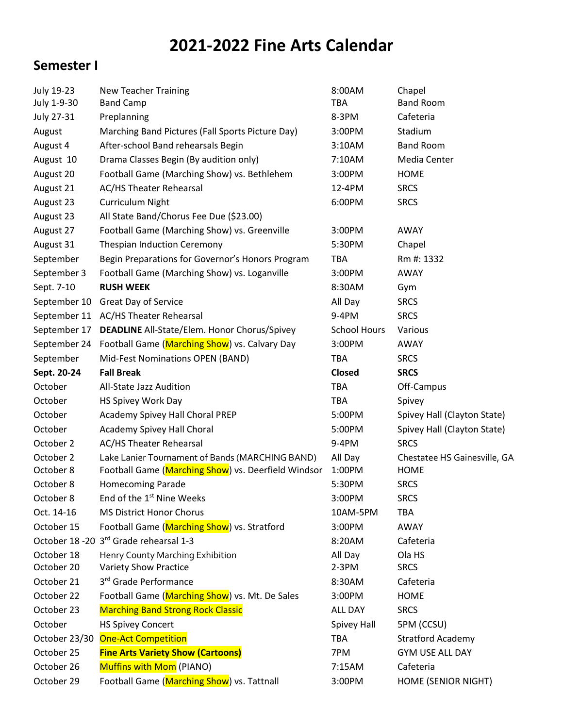# 2021-2022 Fine Arts Calendar

## Semester I

| | | | |
|---|---|---|---|
| July 19-23 | New Teacher Training | 8:00AM | Chapel |
| July 1-9-30 | Band Camp | TBA | Band Room |
| July 27-31 | Preplanning | 8-3PM | Cafeteria |
| August | Marching Band Pictures (Fall Sports Picture Day) | 3:00PM | Stadium |
| August 4 | After-school Band rehearsals Begin | 3:10AM | Band Room |
| August 10 | Drama Classes Begin (By audition only) | 7:10AM | Media Center |
| August 20 | Football Game (Marching Show) vs. Bethlehem | 3:00PM | HOME |
| August 21 | AC/HS Theater Rehearsal | 12-4PM | SRCS |
| August 23 | Curriculum Night | 6:00PM | SRCS |
| August 23 | All State Band/Chorus Fee Due ($23.00) | | |
| August 27 | Football Game (Marching Show) vs. Greenville | 3:00PM | AWAY |
| August 31 | Thespian Induction Ceremony | 5:30PM | Chapel |
| September | Begin Preparations for Governor's Honors Program | TBA | Rm #: 1332 |
| September 3 | Football Game (Marching Show) vs. Loganville | 3:00PM | AWAY |
| Sept. 7-10 | **RUSH WEEK** | 8:30AM | Gym |
| September 10 | Great Day of Service | All Day | SRCS |
| September 11 | AC/HS Theater Rehearsal | 9-4PM | SRCS |
| September 17 | **DEADLINE** All-State/Elem. Honor Chorus/Spivey | School Hours | Various |
| September 24 | Football Game (Marching Show) vs. Calvary Day | 3:00PM | AWAY |
| September | Mid-Fest Nominations OPEN (BAND) | TBA | SRCS |
| **Sept. 20-24** | **Fall Break** | **Closed** | **SRCS** |
| October | All-State Jazz Audition | TBA | Off-Campus |
| October | HS Spivey Work Day | TBA | Spivey |
| October | Academy Spivey Hall Choral PREP | 5:00PM | Spivey Hall (Clayton State) |
| October | Academy Spivey Hall Choral | 5:00PM | Spivey Hall (Clayton State) |
| October 2 | AC/HS Theater Rehearsal | 9-4PM | SRCS |
| October 2 | Lake Lanier Tournament of Bands (MARCHING BAND) | All Day | Chestatee HS Gainesville, GA |
| October 8 | Football Game (Marching Show) vs. Deerfield Windsor | 1:00PM | HOME |
| October 8 | Homecoming Parade | 5:30PM | SRCS |
| October 8 | End of the 1st Nine Weeks | 3:00PM | SRCS |
| Oct. 14-16 | MS District Honor Chorus | 10AM-5PM | TBA |
| October 15 | Football Game (Marching Show) vs. Stratford | 3:00PM | AWAY |
| October 18 -20 | 3rd Grade rehearsal 1-3 | 8:20AM | Cafeteria |
| October 18 | Henry County Marching Exhibition | All Day | Ola HS |
| October 20 | Variety Show Practice | 2-3PM | SRCS |
| October 21 | 3rd Grade Performance | 8:30AM | Cafeteria |
| October 22 | Football Game (Marching Show) vs. Mt. De Sales | 3:00PM | HOME |
| October 23 | Marching Band Strong Rock Classic | ALL DAY | SRCS |
| October | HS Spivey Concert | Spivey Hall | 5PM (CCSU) |
| October 23/30 | One-Act Competition | TBA | Stratford Academy |
| October 25 | **Fine Arts Variety Show (Cartoons)** | 7PM | GYM USE ALL DAY |
| October 26 | Muffins with Mom (PIANO) | 7:15AM | Cafeteria |
| October 29 | Football Game (Marching Show) vs. Tattnall | 3:00PM | HOME (SENIOR NIGHT) |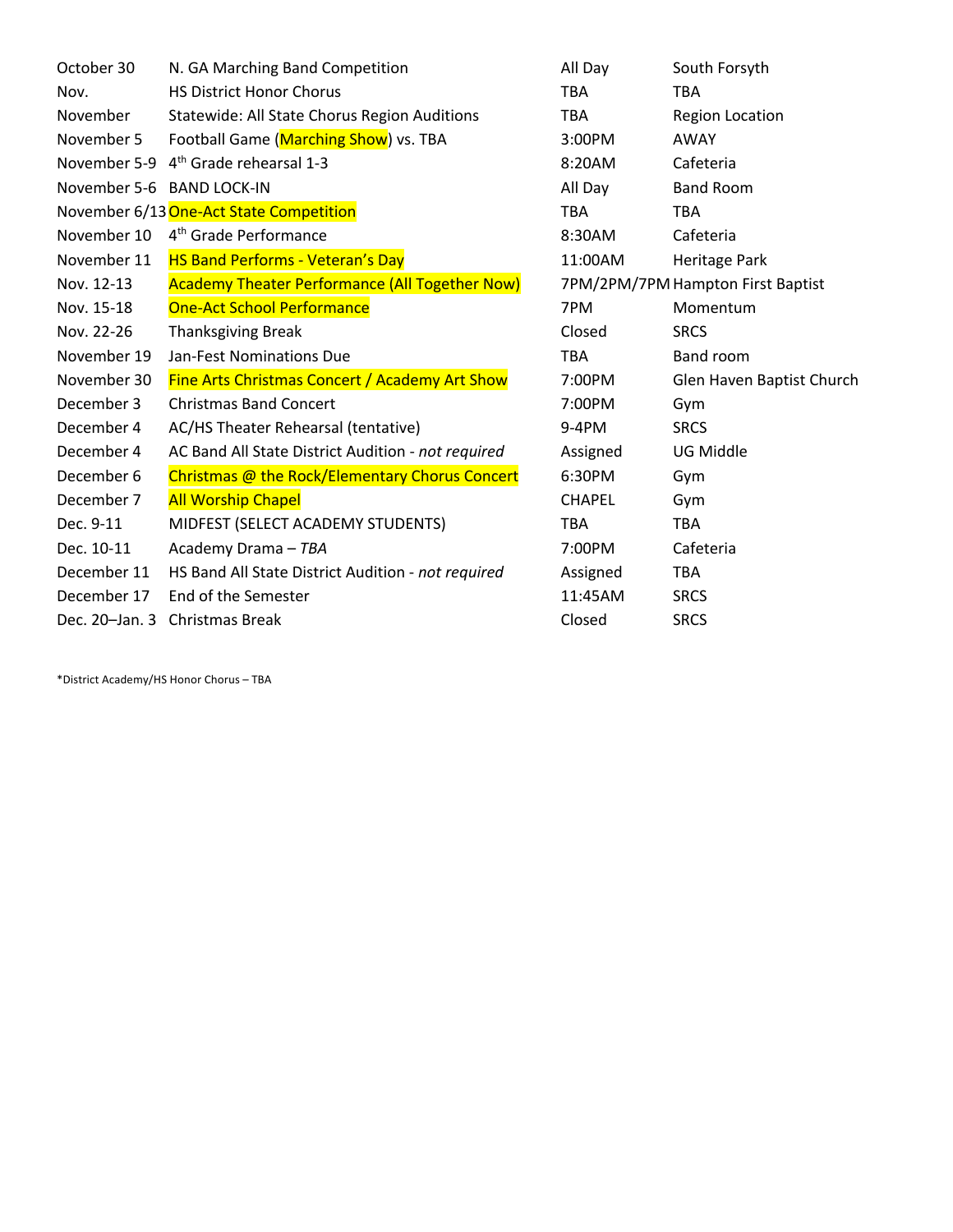| | | | |
|---|---|---|---|
| October 30 | N. GA Marching Band Competition | All Day | South Forsyth |
| Nov. | HS District Honor Chorus | TBA | TBA |
| November | Statewide: All State Chorus Region Auditions | TBA | Region Location |
| November 5 | Football Game (Marching Show) vs. TBA | 3:00PM | AWAY |
| November 5-9 | 4th Grade rehearsal 1-3 | 8:20AM | Cafeteria |
| November 5-6 | BAND LOCK-IN | All Day | Band Room |
| November 6/13 | One-Act State Competition | TBA | TBA |
| November 10 | 4th Grade Performance | 8:30AM | Cafeteria |
| November 11 | HS Band Performs - Veteran's Day | 11:00AM | Heritage Park |
| Nov. 12-13 | Academy Theater Performance (All Together Now) | 7PM/2PM/7PM | Hampton First Baptist |
| Nov. 15-18 | One-Act School Performance | 7PM | Momentum |
| Nov. 22-26 | Thanksgiving Break | Closed | SRCS |
| November 19 | Jan-Fest Nominations Due | TBA | Band room |
| November 30 | Fine Arts Christmas Concert / Academy Art Show | 7:00PM | Glen Haven Baptist Church |
| December 3 | Christmas Band Concert | 7:00PM | Gym |
| December 4 | AC/HS Theater Rehearsal (tentative) | 9-4PM | SRCS |
| December 4 | AC Band All State District Audition - *not required* | Assigned | UG Middle |
| December 6 | Christmas @ the Rock/Elementary Chorus Concert | 6:30PM | Gym |
| December 7 | All Worship Chapel | CHAPEL | Gym |
| Dec. 9-11 | MIDFEST (SELECT ACADEMY STUDENTS) | TBA | TBA |
| Dec. 10-11 | Academy Drama – *TBA* | 7:00PM | Cafeteria |
| December 11 | HS Band All State District Audition - *not required* | Assigned | TBA |
| December 17 | End of the Semester | 11:45AM | SRCS |
| Dec. 20–Jan. 3 | Christmas Break | Closed | SRCS |

*District Academy/HS Honor Chorus – TBA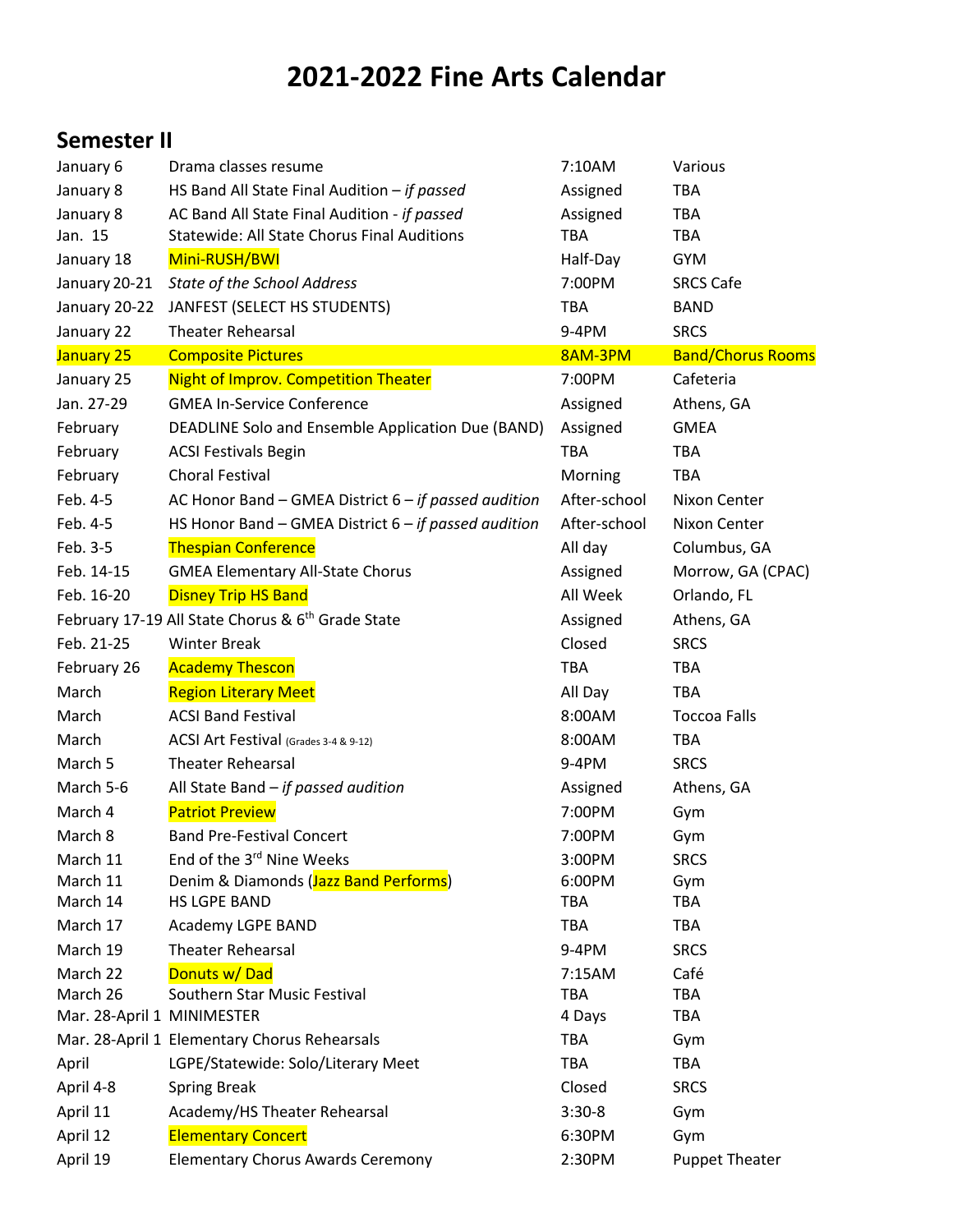# 2021-2022 Fine Arts Calendar

## Semester II

| Date | Event | Time | Location |
|---|---|---|---|
| January 6 | Drama classes resume | 7:10AM | Various |
| January 8 | HS Band All State Final Audition – *if passed* | Assigned | TBA |
| January 8 | AC Band All State Final Audition - *if passed* | Assigned | TBA |
| Jan. 15 | Statewide: All State Chorus Final Auditions | TBA | TBA |
| January 18 | Mini-RUSH/BWI | Half-Day | GYM |
| January 20-21 | *State of the School Address* | 7:00PM | SRCS Cafe |
| January 20-22 | JANFEST (SELECT HS STUDENTS) | TBA | BAND |
| January 22 | Theater Rehearsal | 9-4PM | SRCS |
| January 25 | Composite Pictures | 8AM-3PM | Band/Chorus Rooms |
| January 25 | Night of Improv. Competition Theater | 7:00PM | Cafeteria |
| Jan. 27-29 | GMEA In-Service Conference | Assigned | Athens, GA |
| February | DEADLINE Solo and Ensemble Application Due (BAND) | Assigned | GMEA |
| February | ACSI Festivals Begin | TBA | TBA |
| February | Choral Festival | Morning | TBA |
| Feb. 4-5 | AC Honor Band – GMEA District 6 – *if passed audition* | After-school | Nixon Center |
| Feb. 4-5 | HS Honor Band – GMEA District 6 – *if passed audition* | After-school | Nixon Center |
| Feb. 3-5 | Thespian Conference | All day | Columbus, GA |
| Feb. 14-15 | GMEA Elementary All-State Chorus | Assigned | Morrow, GA (CPAC) |
| Feb. 16-20 | Disney Trip HS Band | All Week | Orlando, FL |
| February 17-19 | All State Chorus & 6th Grade State | Assigned | Athens, GA |
| Feb. 21-25 | Winter Break | Closed | SRCS |
| February 26 | Academy Thescon | TBA | TBA |
| March | Region Literary Meet | All Day | TBA |
| March | ACSI Band Festival | 8:00AM | Toccoa Falls |
| March | ACSI Art Festival (Grades 3-4 & 9-12) | 8:00AM | TBA |
| March 5 | Theater Rehearsal | 9-4PM | SRCS |
| March 5-6 | All State Band – *if passed audition* | Assigned | Athens, GA |
| March 4 | Patriot Preview | 7:00PM | Gym |
| March 8 | Band Pre-Festival Concert | 7:00PM | Gym |
| March 11 | End of the 3rd Nine Weeks | 3:00PM | SRCS |
| March 11 | Denim & Diamonds (Jazz Band Performs) | 6:00PM | Gym |
| March 14 | HS LGPE BAND | TBA | TBA |
| March 17 | Academy LGPE BAND | TBA | TBA |
| March 19 | Theater Rehearsal | 9-4PM | SRCS |
| March 22 | Donuts w/ Dad | 7:15AM | Café |
| March 26 | Southern Star Music Festival | TBA | TBA |
| Mar. 28-April 1 | MINIMESTER | 4 Days | TBA |
| Mar. 28-April 1 | Elementary Chorus Rehearsals | TBA | Gym |
| April | LGPE/Statewide: Solo/Literary Meet | TBA | TBA |
| April 4-8 | Spring Break | Closed | SRCS |
| April 11 | Academy/HS Theater Rehearsal | 3:30-8 | Gym |
| April 12 | Elementary Concert | 6:30PM | Gym |
| April 19 | Elementary Chorus Awards Ceremony | 2:30PM | Puppet Theater |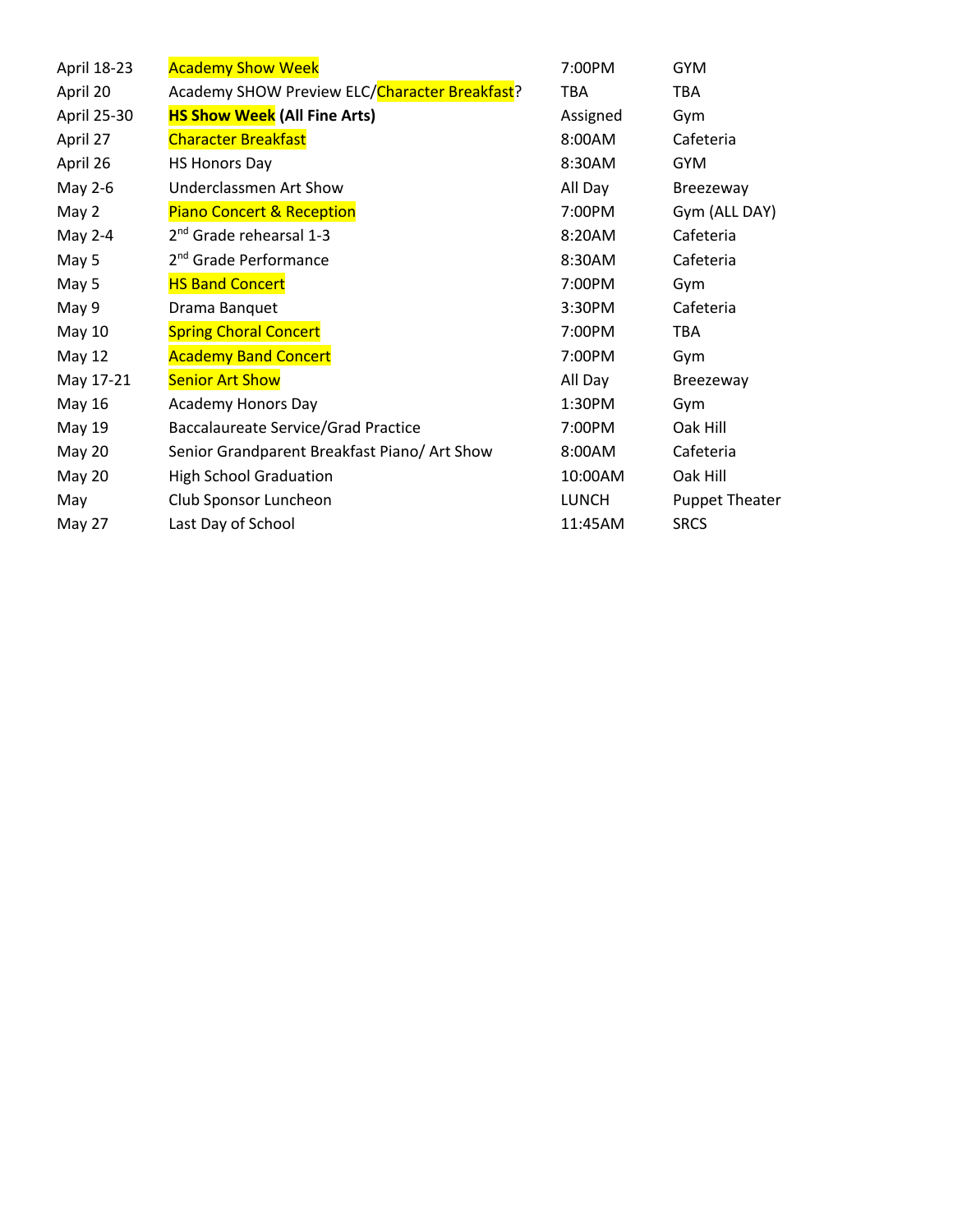| | | | |
|---|---|---|---|
| April 18-23 | Academy Show Week | 7:00PM | GYM |
| April 20 | Academy SHOW Preview ELC/Character Breakfast? | TBA | TBA |
| April 25-30 | **HS Show Week (All Fine Arts)** | Assigned | Gym |
| April 27 | Character Breakfast | 8:00AM | Cafeteria |
| April 26 | HS Honors Day | 8:30AM | GYM |
| May 2-6 | Underclassmen Art Show | All Day | Breezeway |
| May 2 | Piano Concert & Reception | 7:00PM | Gym (ALL DAY) |
| May 2-4 | 2nd Grade rehearsal 1-3 | 8:20AM | Cafeteria |
| May 5 | 2nd Grade Performance | 8:30AM | Cafeteria |
| May 5 | HS Band Concert | 7:00PM | Gym |
| May 9 | Drama Banquet | 3:30PM | Cafeteria |
| May 10 | Spring Choral Concert | 7:00PM | TBA |
| May 12 | Academy Band Concert | 7:00PM | Gym |
| May 17-21 | Senior Art Show | All Day | Breezeway |
| May 16 | Academy Honors Day | 1:30PM | Gym |
| May 19 | Baccalaureate Service/Grad Practice | 7:00PM | Oak Hill |
| May 20 | Senior Grandparent Breakfast Piano/ Art Show | 8:00AM | Cafeteria |
| May 20 | High School Graduation | 10:00AM | Oak Hill |
| May | Club Sponsor Luncheon | LUNCH | Puppet Theater |
| May 27 | Last Day of School | 11:45AM | SRCS |